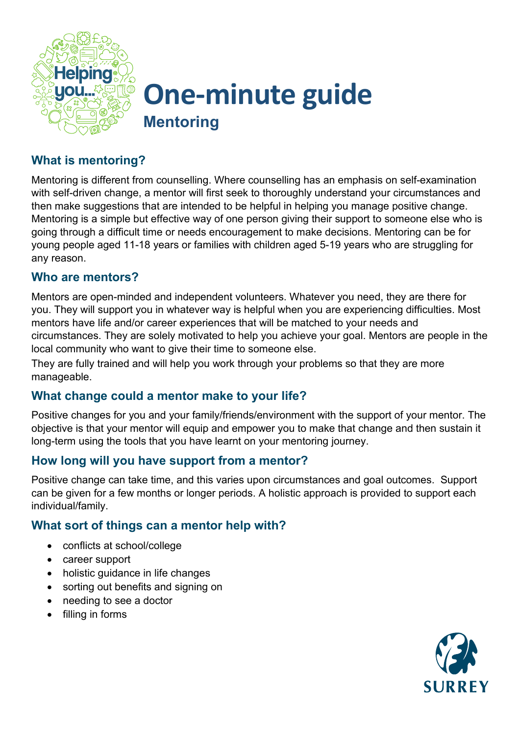# One-minute guide

## Mentoring

### What is mentoring?

Mentoring is different from counselling. Where counselling has an emphasis on self-examination with self-driven change, a mentor will first seek to thoroughly understand your circumstances and then make suggestions that are intended to be helpful in helping you manage positive change. Mentoring is a simple but effective way of one person giving their support to someone else who is going through a difficult time or needs encouragement to make decisions. Mentoring can be for young people aged 11-18 years or families with children aged 5-19 years who are struggling for any reason.

### Who are mentors?

Mentors are open-minded and independent volunteers. Whatever you need, they are there for you. They will support you in whatever way is helpful when you are experiencing difficulties. Most mentors have life and/or career experiences that will be matched to your needs and circumstances. They are solely motivated to help you achieve your goal. Mentors are people in the local community who want to give their time to someone else.

They are fully trained and will help you work through your problems so that they are more manageable.

### What change could a mentor make to your life?

Positive changes for you and your family/friends/environment with the support of your mentor. The objective is that your mentor will equip and empower you to make that change and then sustain it long-term using the tools that you have learnt on your mentoring journey.

### How long will you have support from a mentor?

Positive change can take time, and this varies upon circumstances and goal outcomes. Support can be given for a few months or longer periods. A holistic approach is provided to support each individual/family.

### What sort of things can a mentor help with?

- conflicts at school/college
- career support
- holistic guidance in life changes
- sorting out benefits and signing on
- needing to see a doctor
- filling in forms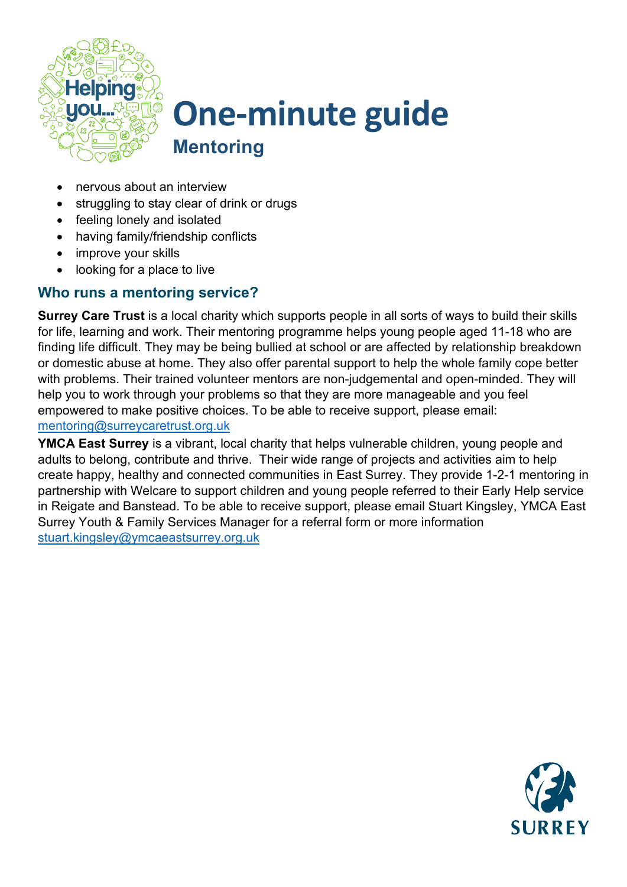# One-minute guide

## Mentoring

- nervous about an interview
- struggling to stay clear of drink or drugs
- feeling lonely and isolated
- having family/friendship conflicts
- improve your skills
- looking for a place to live

### Who runs a mentoring service?

**Surrey Care Trust** is a local charity which supports people in all sorts of ways to build their skills for life, learning and work. Their mentoring programme helps young people aged 11-18 who are finding life difficult. They may be being bullied at school or are affected by relationship breakdown or domestic abuse at home. They also offer parental support to help the whole family cope better with problems. Their trained volunteer mentors are non-judgemental and open-minded. They will help you to work through your problems so that they are more manageable and you feel empowered to make positive choices. To be able to receive support, please email: mentoring@surreycaretrust.org.uk

**YMCA East Surrey** is a vibrant, local charity that helps vulnerable children, young people and adults to belong, contribute and thrive. Their wide range of projects and activities aim to help create happy, healthy and connected communities in East Surrey. They provide 1-2-1 mentoring in partnership with Welcare to support children and young people referred to their Early Help service in Reigate and Banstead. To be able to receive support, please email Stuart Kingsley, YMCA East Surrey Youth & Family Services Manager for a referral form or more information stuart.kingsley@ymcaeastsurrey.org.uk